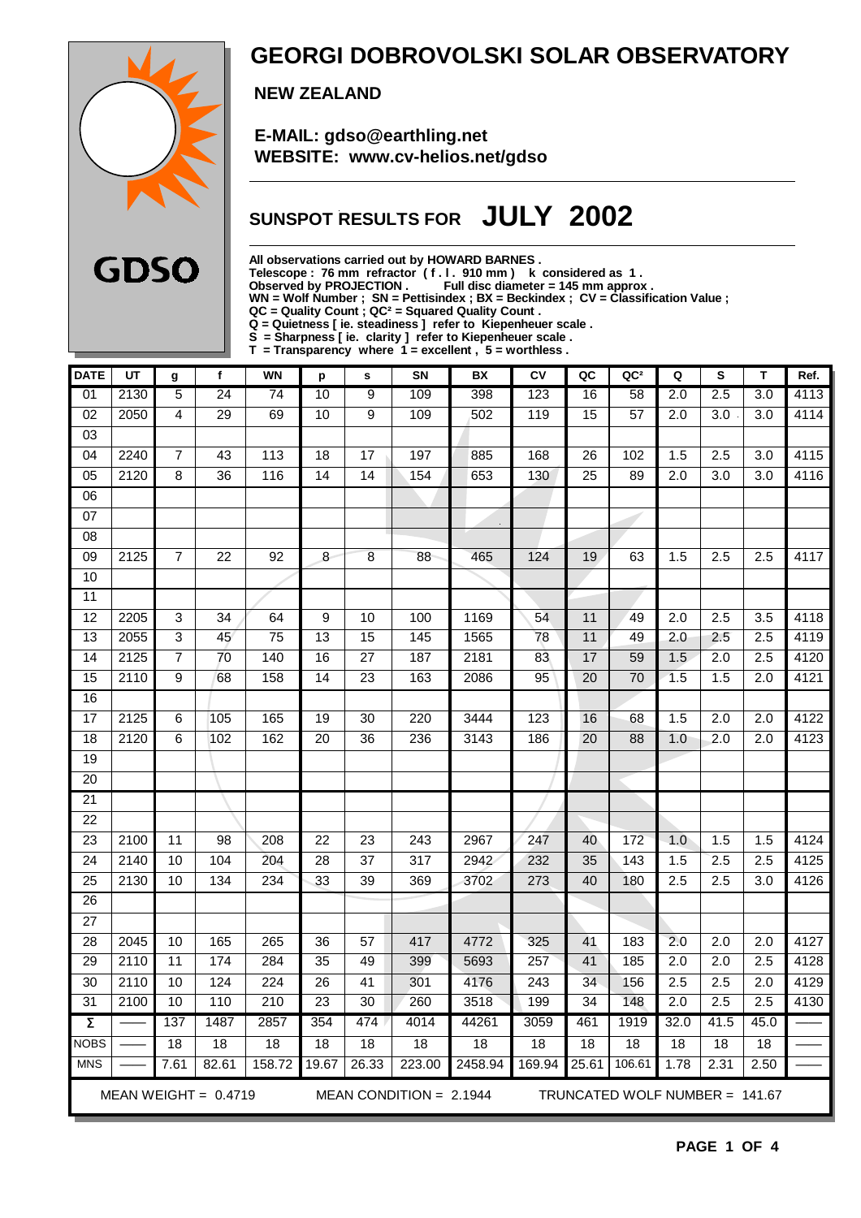GDSO

# GEORGI DOBROVOLSKI SOLAR OBSERVATORY

**NEW ZEALAND**

**E-MAIL: gdso@earthling.net**
**WEBSITE: www.cv-helios.net/gdso**

## SUNSPOT RESULTS FOR JULY 2002

**All observations carried out by HOWARD BARNES .**
**Telescope : 76 mm refractor ( f . l . 910 mm ) k considered as 1 .**
**Observed by PROJECTION . Full disc diameter = 145 mm approx .**
**WN = Wolf Number ; SN = Pettisindex ; BX = Beckindex ; CV = Classification Value ;**
**QC = Quality Count ; QC² = Squared Quality Count .**
**Q = Quietness [ ie. steadiness ] refer to Kiepenheuer scale .**
**S = Sharpness [ ie. clarity ] refer to Kiepenheuer scale .**
**T = Transparency where 1 = excellent , 5 = worthless .**

| DATE | UT | g | f | WN | p | s | SN | BX | CV | QC | QC² | Q | S | T | Ref. |
|---|---|---|---|---|---|---|---|---|---|---|---|---|---|---|---|
| 01 | 2130 | 5 | 24 | 74 | 10 | 9 | 109 | 398 | 123 | 16 | 58 | 2.0 | 2.5 | 3.0 | 4113 |
| 02 | 2050 | 4 | 29 | 69 | 10 | 9 | 109 | 502 | 119 | 15 | 57 | 2.0 | 3.0 | 3.0 | 4114 |
| 03 | | | | | | | | | | | | | | | |
| 04 | 2240 | 7 | 43 | 113 | 18 | 17 | 197 | 885 | 168 | 26 | 102 | 1.5 | 2.5 | 3.0 | 4115 |
| 05 | 2120 | 8 | 36 | 116 | 14 | 14 | 154 | 653 | 130 | 25 | 89 | 2.0 | 3.0 | 3.0 | 4116 |
| 06 | | | | | | | | | | | | | | | |
| 07 | | | | | | | | | | | | | | | |
| 08 | | | | | | | | | | | | | | | |
| 09 | 2125 | 7 | 22 | 92 | 8 | 8 | 88 | 465 | 124 | 19 | 63 | 1.5 | 2.5 | 2.5 | 4117 |
| 10 | | | | | | | | | | | | | | | |
| 11 | | | | | | | | | | | | | | | |
| 12 | 2205 | 3 | 34 | 64 | 9 | 10 | 100 | 1169 | 54 | 11 | 49 | 2.0 | 2.5 | 3.5 | 4118 |
| 13 | 2055 | 3 | 45 | 75 | 13 | 15 | 145 | 1565 | 78 | 11 | 49 | 2.0 | 2.5 | 2.5 | 4119 |
| 14 | 2125 | 7 | 70 | 140 | 16 | 27 | 187 | 2181 | 83 | 17 | 59 | 1.5 | 2.0 | 2.5 | 4120 |
| 15 | 2110 | 9 | 68 | 158 | 14 | 23 | 163 | 2086 | 95 | 20 | 70 | 1.5 | 1.5 | 2.0 | 4121 |
| 16 | | | | | | | | | | | | | | | |
| 17 | 2125 | 6 | 105 | 165 | 19 | 30 | 220 | 3444 | 123 | 16 | 68 | 1.5 | 2.0 | 2.0 | 4122 |
| 18 | 2120 | 6 | 102 | 162 | 20 | 36 | 236 | 3143 | 186 | 20 | 88 | 1.0 | 2.0 | 2.0 | 4123 |
| 19 | | | | | | | | | | | | | | | |
| 20 | | | | | | | | | | | | | | | |
| 21 | | | | | | | | | | | | | | | |
| 22 | | | | | | | | | | | | | | | |
| 23 | 2100 | 11 | 98 | 208 | 22 | 23 | 243 | 2967 | 247 | 40 | 172 | 1.0 | 1.5 | 1.5 | 4124 |
| 24 | 2140 | 10 | 104 | 204 | 28 | 37 | 317 | 2942 | 232 | 35 | 143 | 1.5 | 2.5 | 2.5 | 4125 |
| 25 | 2130 | 10 | 134 | 234 | 33 | 39 | 369 | 3702 | 273 | 40 | 180 | 2.5 | 2.5 | 3.0 | 4126 |
| 26 | | | | | | | | | | | | | | | |
| 27 | | | | | | | | | | | | | | | |
| 28 | 2045 | 10 | 165 | 265 | 36 | 57 | 417 | 4772 | 325 | 41 | 183 | 2.0 | 2.0 | 2.0 | 4127 |
| 29 | 2110 | 11 | 174 | 284 | 35 | 49 | 399 | 5693 | 257 | 41 | 185 | 2.0 | 2.0 | 2.5 | 4128 |
| 30 | 2110 | 10 | 124 | 224 | 26 | 41 | 301 | 4176 | 243 | 34 | 156 | 2.5 | 2.5 | 2.0 | 4129 |
| 31 | 2100 | 10 | 110 | 210 | 23 | 30 | 260 | 3518 | 199 | 34 | 148 | 2.0 | 2.5 | 2.5 | 4130 |
| Σ | —— | 137 | 1487 | 2857 | 354 | 474 | 4014 | 44261 | 3059 | 461 | 1919 | 32.0 | 41.5 | 45.0 | —— |
| NOBS | —— | 18 | 18 | 18 | 18 | 18 | 18 | 18 | 18 | 18 | 18 | 18 | 18 | 18 | —— |
| MNS | —— | 7.61 | 82.61 | 158.72 | 19.67 | 26.33 | 223.00 | 2458.94 | 169.94 | 25.61 | 106.61 | 1.78 | 2.31 | 2.50 | —— |

MEAN WEIGHT = 0.4719 MEAN CONDITION = 2.1944 TRUNCATED WOLF NUMBER = 141.67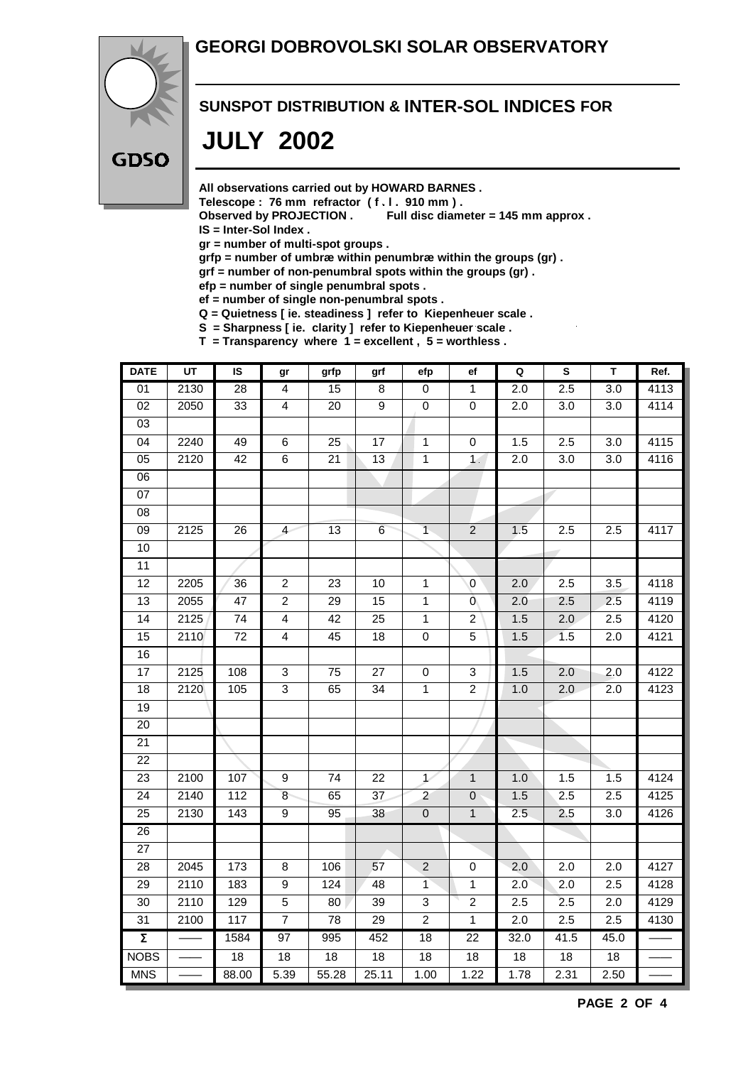# GEORGI DOBROVOLSKI SOLAR OBSERVATORY

GDSO

## SUNSPOT DISTRIBUTION & INTER-SOL INDICES FOR

# JULY 2002

**All observations carried out by HOWARD BARNES .**
**Telescope : 76 mm refractor ( f . l . 910 mm ) .**
**Observed by PROJECTION . Full disc diameter = 145 mm approx .**
**IS = Inter-Sol Index .**
**gr = number of multi-spot groups .**
**grfp = number of umbræ within penumbræ within the groups (gr) .**
**grf = number of non-penumbral spots within the groups (gr) .**
**efp = number of single penumbral spots .**
**ef = number of single non-penumbral spots .**
**Q = Quietness [ ie. steadiness ] refer to Kiepenheuer scale .**
**S = Sharpness [ ie. clarity ] refer to Kiepenheuer scale .**
**T = Transparency where 1 = excellent , 5 = worthless .**

| DATE | UT | IS | gr | grfp | grf | efp | ef | Q | S | T | Ref. |
|---|---|---|---|---|---|---|---|---|---|---|---|
| 01 | 2130 | 28 | 4 | 15 | 8 | 0 | 1 | 2.0 | 2.5 | 3.0 | 4113 |
| 02 | 2050 | 33 | 4 | 20 | 9 | 0 | 0 | 2.0 | 3.0 | 3.0 | 4114 |
| 03 | | | | | | | | | | | |
| 04 | 2240 | 49 | 6 | 25 | 17 | 1 | 0 | 1.5 | 2.5 | 3.0 | 4115 |
| 05 | 2120 | 42 | 6 | 21 | 13 | 1 | 1 | 2.0 | 3.0 | 3.0 | 4116 |
| 06 | | | | | | | | | | | |
| 07 | | | | | | | | | | | |
| 08 | | | | | | | | | | | |
| 09 | 2125 | 26 | 4 | 13 | 6 | 1 | 2 | 1.5 | 2.5 | 2.5 | 4117 |
| 10 | | | | | | | | | | | |
| 11 | | | | | | | | | | | |
| 12 | 2205 | 36 | 2 | 23 | 10 | 1 | 0 | 2.0 | 2.5 | 3.5 | 4118 |
| 13 | 2055 | 47 | 2 | 29 | 15 | 1 | 0 | 2.0 | 2.5 | 2.5 | 4119 |
| 14 | 2125 | 74 | 4 | 42 | 25 | 1 | 2 | 1.5 | 2.0 | 2.5 | 4120 |
| 15 | 2110 | 72 | 4 | 45 | 18 | 0 | 5 | 1.5 | 1.5 | 2.0 | 4121 |
| 16 | | | | | | | | | | | |
| 17 | 2125 | 108 | 3 | 75 | 27 | 0 | 3 | 1.5 | 2.0 | 2.0 | 4122 |
| 18 | 2120 | 105 | 3 | 65 | 34 | 1 | 2 | 1.0 | 2.0 | 2.0 | 4123 |
| 19 | | | | | | | | | | | |
| 20 | | | | | | | | | | | |
| 21 | | | | | | | | | | | |
| 22 | | | | | | | | | | | |
| 23 | 2100 | 107 | 9 | 74 | 22 | 1 | 1 | 1.0 | 1.5 | 1.5 | 4124 |
| 24 | 2140 | 112 | 8 | 65 | 37 | 2 | 0 | 1.5 | 2.5 | 2.5 | 4125 |
| 25 | 2130 | 143 | 9 | 95 | 38 | 0 | 1 | 2.5 | 2.5 | 3.0 | 4126 |
| 26 | | | | | | | | | | | |
| 27 | | | | | | | | | | | |
| 28 | 2045 | 173 | 8 | 106 | 57 | 2 | 0 | 2.0 | 2.0 | 2.0 | 4127 |
| 29 | 2110 | 183 | 9 | 124 | 48 | 1 | 1 | 2.0 | 2.0 | 2.5 | 4128 |
| 30 | 2110 | 129 | 5 | 80 | 39 | 3 | 2 | 2.5 | 2.5 | 2.0 | 4129 |
| 31 | 2100 | 117 | 7 | 78 | 29 | 2 | 1 | 2.0 | 2.5 | 2.5 | 4130 |
| Σ | —— | 1584 | 97 | 995 | 452 | 18 | 22 | 32.0 | 41.5 | 45.0 | —— |
| NOBS | —— | 18 | 18 | 18 | 18 | 18 | 18 | 18 | 18 | 18 | —— |
| MNS | —— | 88.00 | 5.39 | 55.28 | 25.11 | 1.00 | 1.22 | 1.78 | 2.31 | 2.50 | —— |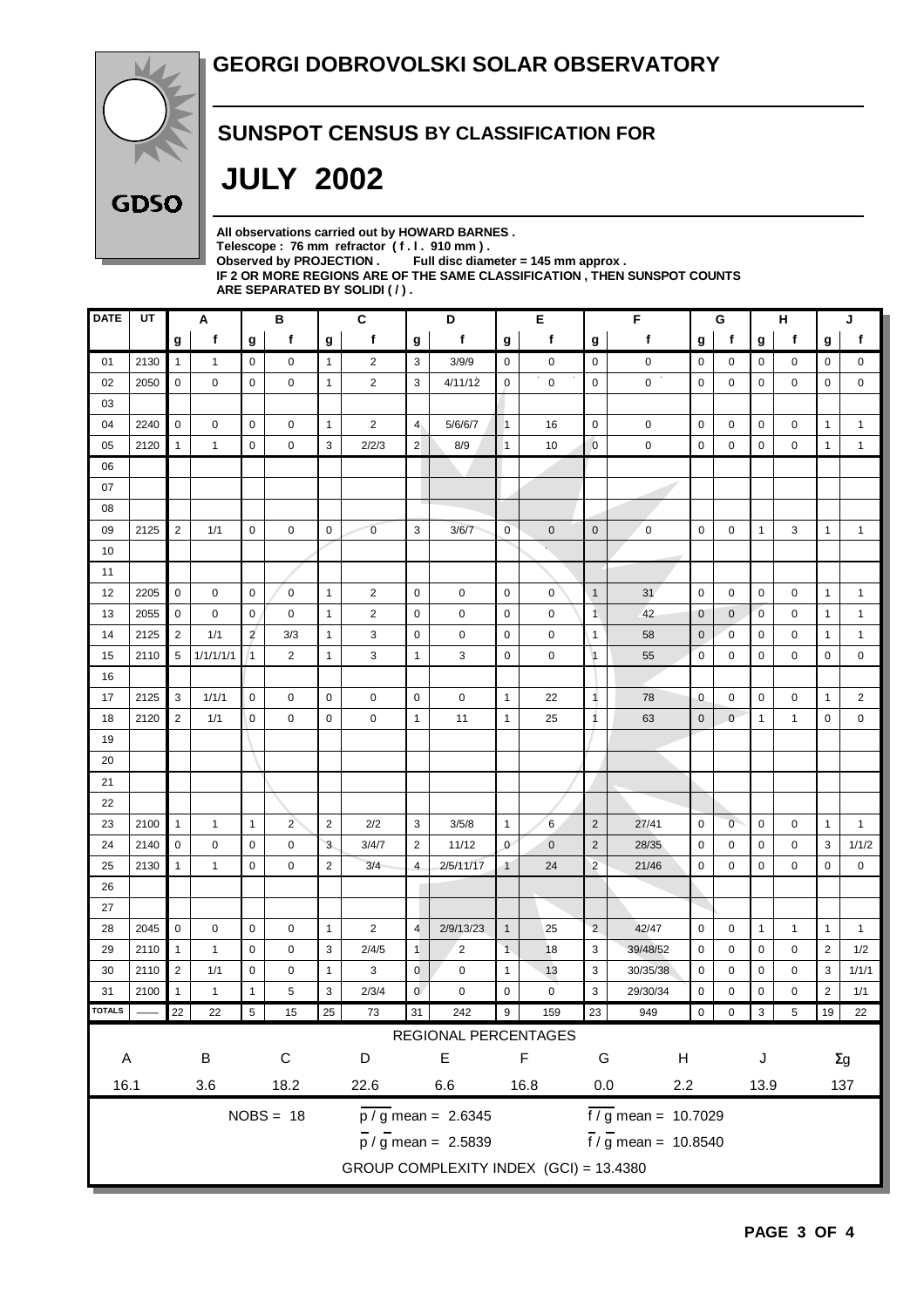# GEORGI DOBROVOLSKI SOLAR OBSERVATORY

GDSO

## SUNSPOT CENSUS BY CLASSIFICATION FOR

# JULY 2002

**All observations carried out by HOWARD BARNES .**
**Telescope : 76 mm refractor ( f . l . 910 mm ) .**
**Observed by PROJECTION . Full disc diameter = 145 mm approx .**
**IF 2 OR MORE REGIONS ARE OF THE SAME CLASSIFICATION , THEN SUNSPOT COUNTS ARE SEPARATED BY SOLIDI ( / ) .**

| DATE | UT | A | | B | | C | | D | | E | | F | | G | | H | | J | |
|---|---|---|---|---|---|---|---|---|---|---|---|---|---|---|---|---|---|---|---|
| | | g | f | g | f | g | f | g | f | g | f | g | f | g | f | g | f | g | f |
| 01 | 2130 | 1 | 1 | 0 | 0 | 1 | 2 | 3 | 3/9/9 | 0 | 0 | 0 | 0 | 0 | 0 | 0 | 0 | 0 | 0 |
| 02 | 2050 | 0 | 0 | 0 | 0 | 1 | 2 | 3 | 4/11/12 | 0 | 0 | 0 | 0 | 0 | 0 | 0 | 0 | 0 | 0 |
| 03 | | | | | | | | | | | | | | | | | | | |
| 04 | 2240 | 0 | 0 | 0 | 0 | 1 | 2 | 4 | 5/6/6/7 | 1 | 16 | 0 | 0 | 0 | 0 | 0 | 0 | 1 | 1 |
| 05 | 2120 | 1 | 1 | 0 | 0 | 3 | 2/2/3 | 2 | 8/9 | 1 | 10 | 0 | 0 | 0 | 0 | 0 | 0 | 1 | 1 |
| 06 | | | | | | | | | | | | | | | | | | | |
| 07 | | | | | | | | | | | | | | | | | | | |
| 08 | | | | | | | | | | | | | | | | | | | |
| 09 | 2125 | 2 | 1/1 | 0 | 0 | 0 | 0 | 3 | 3/6/7 | 0 | 0 | 0 | 0 | 0 | 0 | 1 | 3 | 1 | 1 |
| 10 | | | | | | | | | | | | | | | | | | | |
| 11 | | | | | | | | | | | | | | | | | | | |
| 12 | 2205 | 0 | 0 | 0 | 0 | 1 | 2 | 0 | 0 | 0 | 0 | 1 | 31 | 0 | 0 | 0 | 0 | 1 | 1 |
| 13 | 2055 | 0 | 0 | 0 | 0 | 1 | 2 | 0 | 0 | 0 | 0 | 1 | 42 | 0 | 0 | 0 | 0 | 1 | 1 |
| 14 | 2125 | 2 | 1/1 | 2 | 3/3 | 1 | 3 | 0 | 0 | 0 | 0 | 1 | 58 | 0 | 0 | 0 | 0 | 1 | 1 |
| 15 | 2110 | 5 | 1/1/1/1/1 | 1 | 2 | 1 | 3 | 1 | 3 | 0 | 0 | 1 | 55 | 0 | 0 | 0 | 0 | 0 | 0 |
| 16 | | | | | | | | | | | | | | | | | | | |
| 17 | 2125 | 3 | 1/1/1 | 0 | 0 | 0 | 0 | 0 | 0 | 1 | 22 | 1 | 78 | 0 | 0 | 0 | 0 | 1 | 2 |
| 18 | 2120 | 2 | 1/1 | 0 | 0 | 0 | 0 | 1 | 11 | 1 | 25 | 1 | 63 | 0 | 0 | 1 | 1 | 0 | 0 |
| 19 | | | | | | | | | | | | | | | | | | | |
| 20 | | | | | | | | | | | | | | | | | | | |
| 21 | | | | | | | | | | | | | | | | | | | |
| 22 | | | | | | | | | | | | | | | | | | | |
| 23 | 2100 | 1 | 1 | 1 | 2 | 2 | 2/2 | 3 | 3/5/8 | 1 | 6 | 2 | 27/41 | 0 | 0 | 0 | 0 | 1 | 1 |
| 24 | 2140 | 0 | 0 | 0 | 0 | 3 | 3/4/7 | 2 | 11/12 | 0 | 0 | 2 | 28/35 | 0 | 0 | 0 | 0 | 3 | 1/1/2 |
| 25 | 2130 | 1 | 1 | 0 | 0 | 2 | 3/4 | 4 | 2/5/11/17 | 1 | 24 | 2 | 21/46 | 0 | 0 | 0 | 0 | 0 | 0 |
| 26 | | | | | | | | | | | | | | | | | | | |
| 27 | | | | | | | | | | | | | | | | | | | |
| 28 | 2045 | 0 | 0 | 0 | 0 | 1 | 2 | 4 | 2/9/13/23 | 1 | 25 | 2 | 42/47 | 0 | 0 | 1 | 1 | 1 | 1 |
| 29 | 2110 | 1 | 1 | 0 | 0 | 3 | 2/4/5 | 1 | 2 | 1 | 18 | 3 | 39/48/52 | 0 | 0 | 0 | 0 | 2 | 1/2 |
| 30 | 2110 | 2 | 1/1 | 0 | 0 | 1 | 3 | 0 | 0 | 1 | 13 | 3 | 30/35/38 | 0 | 0 | 0 | 0 | 3 | 1/1/1 |
| 31 | 2100 | 1 | 1 | 1 | 5 | 3 | 2/3/4 | 0 | 0 | 0 | 0 | 3 | 29/30/34 | 0 | 0 | 0 | 0 | 2 | 1/1 |
| TOTALS | —— | 22 | 22 | 5 | 15 | 25 | 73 | 31 | 242 | 9 | 159 | 23 | 949 | 0 | 0 | 3 | 5 | 19 | 22 |

**REGIONAL PERCENTAGES**

| A | B | C | D | E | F | G | H | J | Σg |
|---|---|---|---|---|---|---|---|---|---|
| 16.1 | 3.6 | 18.2 | 22.6 | 6.6 | 16.8 | 0.0 | 2.2 | 13.9 | 137 |

NOBS = 18

$\overline{p} / \overline{g}$ mean = 2.6345

$\overline{f} / \overline{g}$ mean = 10.7029

$\overline{p} / \overline{g}$ mean = 2.5839

$\overline{f} / \overline{g}$ mean = 10.8540

GROUP COMPLEXITY INDEX (GCI) = 13.4380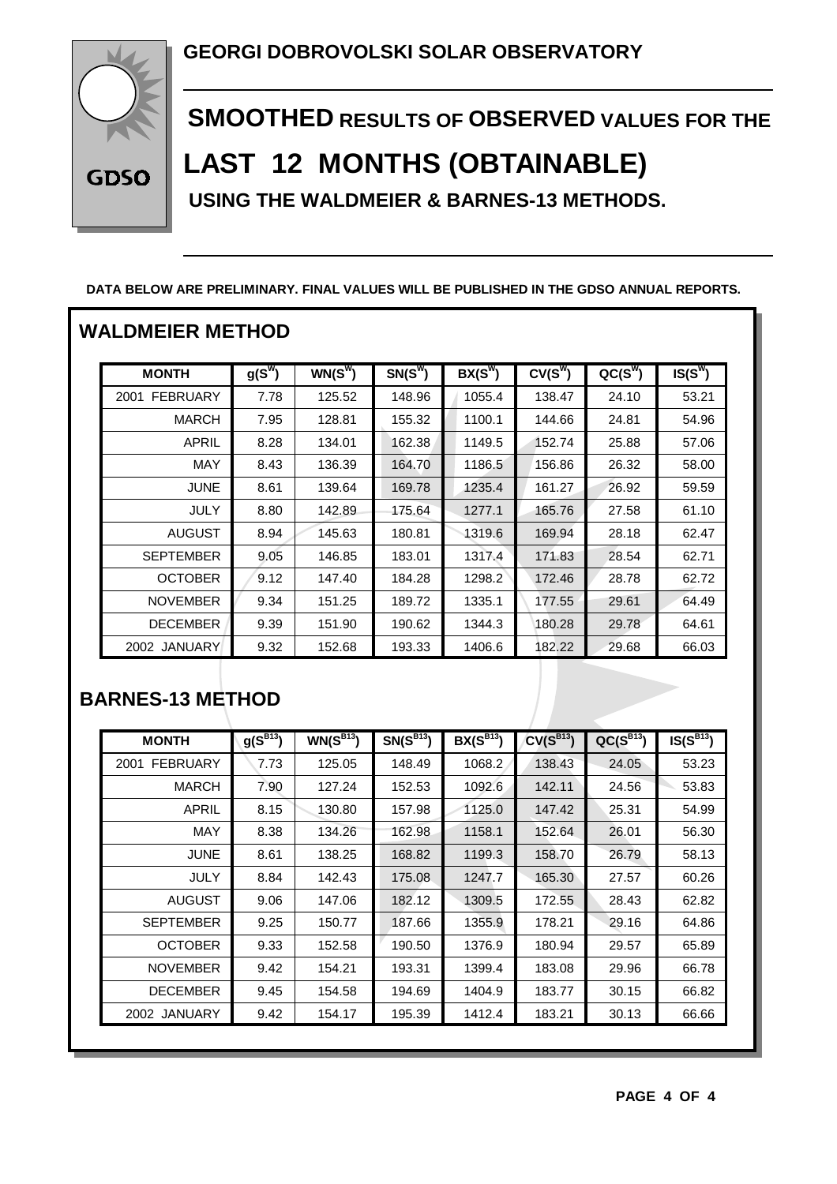# GEORGI DOBROVOLSKI SOLAR OBSERVATORY

GDSO

## SMOOTHED RESULTS OF OBSERVED VALUES FOR THE LAST 12 MONTHS (OBTAINABLE) USING THE WALDMEIER & BARNES-13 METHODS.

**DATA BELOW ARE PRELIMINARY. FINAL VALUES WILL BE PUBLISHED IN THE GDSO ANNUAL REPORTS.**

## WALDMEIER METHOD

| MONTH | $g(S^W)$ | $WN(S^W)$ | $SN(S^W)$ | $BX(S^W)$ | $CV(S^W)$ | $QC(S^W)$ | $IS(S^W)$ |
|---|---|---|---|---|---|---|---|
| 2001 FEBRUARY | 7.78 | 125.52 | 148.96 | 1055.4 | 138.47 | 24.10 | 53.21 |
| MARCH | 7.95 | 128.81 | 155.32 | 1100.1 | 144.66 | 24.81 | 54.96 |
| APRIL | 8.28 | 134.01 | 162.38 | 1149.5 | 152.74 | 25.88 | 57.06 |
| MAY | 8.43 | 136.39 | 164.70 | 1186.5 | 156.86 | 26.32 | 58.00 |
| JUNE | 8.61 | 139.64 | 169.78 | 1235.4 | 161.27 | 26.92 | 59.59 |
| JULY | 8.80 | 142.89 | 175.64 | 1277.1 | 165.76 | 27.58 | 61.10 |
| AUGUST | 8.94 | 145.63 | 180.81 | 1319.6 | 169.94 | 28.18 | 62.47 |
| SEPTEMBER | 9.05 | 146.85 | 183.01 | 1317.4 | 171.83 | 28.54 | 62.71 |
| OCTOBER | 9.12 | 147.40 | 184.28 | 1298.2 | 172.46 | 28.78 | 62.72 |
| NOVEMBER | 9.34 | 151.25 | 189.72 | 1335.1 | 177.55 | 29.61 | 64.49 |
| DECEMBER | 9.39 | 151.90 | 190.62 | 1344.3 | 180.28 | 29.78 | 64.61 |
| 2002 JANUARY | 9.32 | 152.68 | 193.33 | 1406.6 | 182.22 | 29.68 | 66.03 |

## BARNES-13 METHOD

| MONTH | $g(S^{B13})$ | $WN(S^{B13})$ | $SN(S^{B13})$ | $BX(S^{B13})$ | $CV(S^{B13})$ | $QC(S^{B13})$ | $IS(S^{B13})$ |
|---|---|---|---|---|---|---|---|
| 2001 FEBRUARY | 7.73 | 125.05 | 148.49 | 1068.2 | 138.43 | 24.05 | 53.23 |
| MARCH | 7.90 | 127.24 | 152.53 | 1092.6 | 142.11 | 24.56 | 53.83 |
| APRIL | 8.15 | 130.80 | 157.98 | 1125.0 | 147.42 | 25.31 | 54.99 |
| MAY | 8.38 | 134.26 | 162.98 | 1158.1 | 152.64 | 26.01 | 56.30 |
| JUNE | 8.61 | 138.25 | 168.82 | 1199.3 | 158.70 | 26.79 | 58.13 |
| JULY | 8.84 | 142.43 | 175.08 | 1247.7 | 165.30 | 27.57 | 60.26 |
| AUGUST | 9.06 | 147.06 | 182.12 | 1309.5 | 172.55 | 28.43 | 62.82 |
| SEPTEMBER | 9.25 | 150.77 | 187.66 | 1355.9 | 178.21 | 29.16 | 64.86 |
| OCTOBER | 9.33 | 152.58 | 190.50 | 1376.9 | 180.94 | 29.57 | 65.89 |
| NOVEMBER | 9.42 | 154.21 | 193.31 | 1399.4 | 183.08 | 29.96 | 66.78 |
| DECEMBER | 9.45 | 154.58 | 194.69 | 1404.9 | 183.77 | 30.15 | 66.82 |
| 2002 JANUARY | 9.42 | 154.17 | 195.39 | 1412.4 | 183.21 | 30.13 | 66.66 |